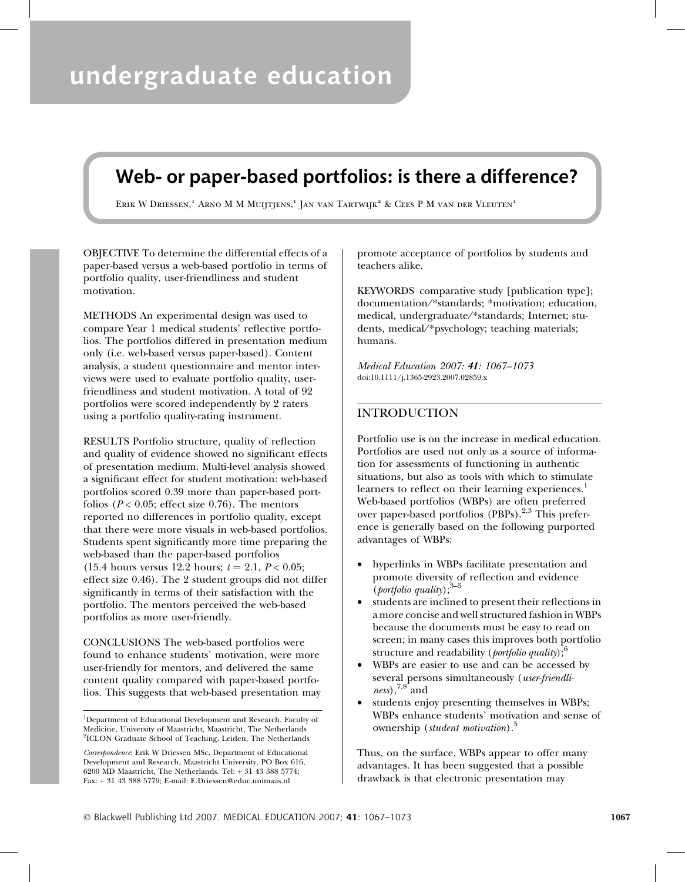# undergraduate education

## Web- or paper-based portfolios: is there a difference?

Erik W Driessen,[1] Arno M M Muijtjens,[1] Jan van Tartwijk[2] & Cees P M van der Vleuten[1]

OBJECTIVE To determine the differential effects of a paper-based versus a web-based portfolio in terms of portfolio quality, user-friendliness and student motivation.

METHODS An experimental design was used to compare Year 1 medical students' reflective portfolios. The portfolios differed in presentation medium only (i.e. web-based versus paper-based). Content analysis, a student questionnaire and mentor interviews were used to evaluate portfolio quality, user-friendliness and student motivation. A total of 92 portfolios were scored independently by 2 raters using a portfolio quality-rating instrument.

RESULTS Portfolio structure, quality of reflection and quality of evidence showed no significant effects of presentation medium. Multi-level analysis showed a significant effect for student motivation: web-based portfolios scored 0.39 more than paper-based portfolios ($P < 0.05$; effect size 0.76). The mentors reported no differences in portfolio quality, except that there were more visuals in web-based portfolios. Students spent significantly more time preparing the web-based than the paper-based portfolios (15.4 hours versus 12.2 hours; $t = 2.1$, $P < 0.05$; effect size 0.46). The 2 student groups did not differ significantly in terms of their satisfaction with the portfolio. The mentors perceived the web-based portfolios as more user-friendly.

CONCLUSIONS The web-based portfolios were found to enhance students' motivation, were more user-friendly for mentors, and delivered the same content quality compared with paper-based portfolios. This suggests that web-based presentation may promote acceptance of portfolios by students and teachers alike.

KEYWORDS comparative study [publication type]; documentation/*standards; *motivation; education, medical, undergraduate/*standards; Internet; students, medical/*psychology; teaching materials; humans.

*Medical Education 2007:* ***41****: 1067–1073*
doi:10.1111/j.1365-2923.2007.02859.x

[1]Department of Educational Development and Research, Faculty of Medicine, University of Maastricht, Maastricht, The Netherlands
[2]ICLON Graduate School of Teaching, Leiden, The Netherlands

*Correspondence*: Erik W Driessen MSc, Department of Educational Development and Research, Maastricht University, PO Box 616, 6200 MD Maastricht, The Netherlands. Tel: + 31 43 388 5774; Fax: + 31 43 388 5779; E-mail: E.Driessen@educ.unimaas.nl

## INTRODUCTION

Portfolio use is on the increase in medical education. Portfolios are used not only as a source of information for assessments of functioning in authentic situations, but also as tools with which to stimulate learners to reflect on their learning experiences.[1] Web-based portfolios (WBPs) are often preferred over paper-based portfolios (PBPs).[2,3] This preference is generally based on the following purported advantages of WBPs:

- hyperlinks in WBPs facilitate presentation and promote diversity of reflection and evidence (*portfolio quality*);[3–5]
- students are inclined to present their reflections in a more concise and well structured fashion in WBPs because the documents must be easy to read on screen; in many cases this improves both portfolio structure and readability (*portfolio quality*);[6]
- WBPs are easier to use and can be accessed by several persons simultaneously (*user-friendliness*),[7,8] and
- students enjoy presenting themselves in WBPs; WBPs enhance students' motivation and sense of ownership (*student motivation*).[5]

Thus, on the surface, WBPs appear to offer many advantages. It has been suggested that a possible drawback is that electronic presentation may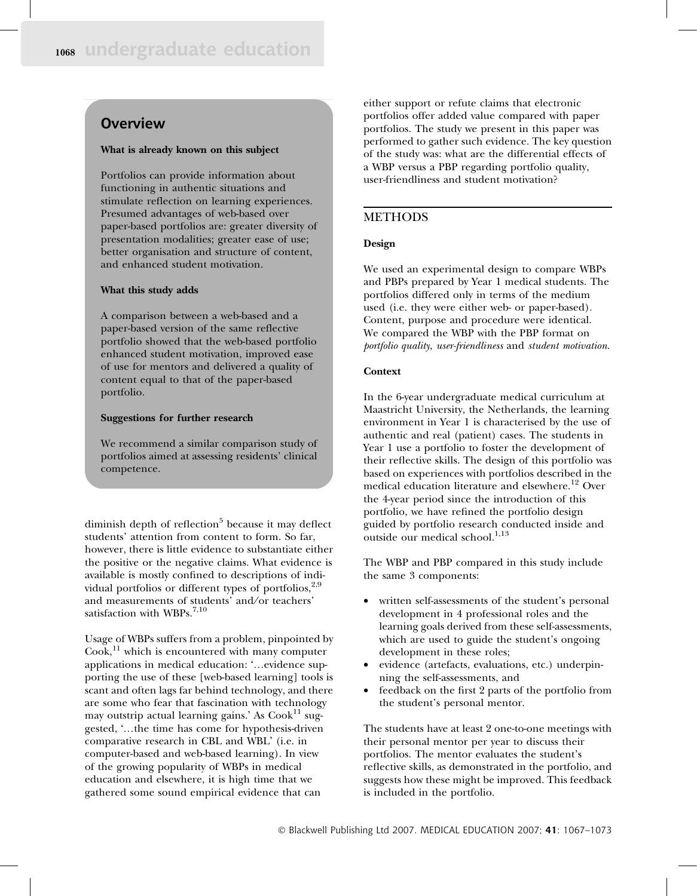## Overview

**What is already known on this subject**

Portfolios can provide information about functioning in authentic situations and stimulate reflection on learning experiences. Presumed advantages of web-based over paper-based portfolios are: greater diversity of presentation modalities; greater ease of use; better organisation and structure of content, and enhanced student motivation.

**What this study adds**

A comparison between a web-based and a paper-based version of the same reflective portfolio showed that the web-based portfolio enhanced student motivation, improved ease of use for mentors and delivered a quality of content equal to that of the paper-based portfolio.

**Suggestions for further research**

We recommend a similar comparison study of portfolios aimed at assessing residents' clinical competence.

diminish depth of reflection[5] because it may deflect students' attention from content to form. So far, however, there is little evidence to substantiate either the positive or the negative claims. What evidence is available is mostly confined to descriptions of individual portfolios or different types of portfolios,[2,9] and measurements of students' and/or teachers' satisfaction with WBPs.[7,10]

Usage of WBPs suffers from a problem, pinpointed by Cook,[11] which is encountered with many computer applications in medical education: '…evidence supporting the use of these [web-based learning] tools is scant and often lags far behind technology, and there are some who fear that fascination with technology may outstrip actual learning gains.' As Cook[11] suggested, '…the time has come for hypothesis-driven comparative research in CBL and WBL' (i.e. in computer-based and web-based learning). In view of the growing popularity of WBPs in medical education and elsewhere, it is high time that we gathered some sound empirical evidence that can either support or refute claims that electronic portfolios offer added value compared with paper portfolios. The study we present in this paper was performed to gather such evidence. The key question of the study was: what are the differential effects of a WBP versus a PBP regarding portfolio quality, user-friendliness and student motivation?

## METHODS

### Design

We used an experimental design to compare WBPs and PBPs prepared by Year 1 medical students. The portfolios differed only in terms of the medium used (i.e. they were either web- or paper-based). Content, purpose and procedure were identical. We compared the WBP with the PBP format on *portfolio quality*, *user-friendliness* and *student motivation*.

### Context

In the 6-year undergraduate medical curriculum at Maastricht University, the Netherlands, the learning environment in Year 1 is characterised by the use of authentic and real (patient) cases. The students in Year 1 use a portfolio to foster the development of their reflective skills. The design of this portfolio was based on experiences with portfolios described in the medical education literature and elsewhere.[12] Over the 4-year period since the introduction of this portfolio, we have refined the portfolio design guided by portfolio research conducted inside and outside our medical school.[1,13]

The WBP and PBP compared in this study include the same 3 components:

- written self-assessments of the student's personal development in 4 professional roles and the learning goals derived from these self-assessments, which are used to guide the student's ongoing development in these roles;
- evidence (artefacts, evaluations, etc.) underpinning the self-assessments, and
- feedback on the first 2 parts of the portfolio from the student's personal mentor.

The students have at least 2 one-to-one meetings with their personal mentor per year to discuss their portfolios. The mentor evaluates the student's reflective skills, as demonstrated in the portfolio, and suggests how these might be improved. This feedback is included in the portfolio.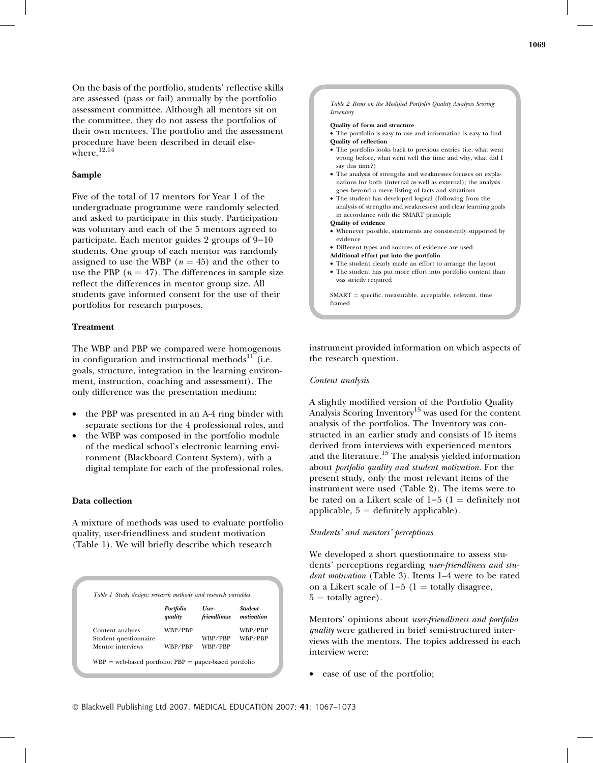On the basis of the portfolio, students' reflective skills are assessed (pass or fail) annually by the portfolio assessment committee. Although all mentors sit on the committee, they do not assess the portfolios of their own mentees. The portfolio and the assessment procedure have been described in detail elsewhere.[12,14]

### Sample

Five of the total of 17 mentors for Year 1 of the undergraduate programme were randomly selected and asked to participate in this study. Participation was voluntary and each of the 5 mentors agreed to participate. Each mentor guides 2 groups of 9–10 students. One group of each mentor was randomly assigned to use the WBP ($n = 45$) and the other to use the PBP ($n = 47$). The differences in sample size reflect the differences in mentor group size. All students gave informed consent for the use of their portfolios for research purposes.

### Treatment

The WBP and PBP we compared were homogenous in configuration and instructional methods[11] (i.e. goals, structure, integration in the learning environment, instruction, coaching and assessment). The only difference was the presentation medium:

- the PBP was presented in an A-4 ring binder with separate sections for the 4 professional roles, and
- the WBP was composed in the portfolio module of the medical school's electronic learning environment (Blackboard Content System), with a digital template for each of the professional roles.

### Data collection

A mixture of methods was used to evaluate portfolio quality, user-friendliness and student motivation (Table 1). We will briefly describe which research instrument provided information on which aspects of the research question.

*Table 1 Study design: research methods and research variables*

| | *Portfolio quality* | *User-friendliness* | *Student motivation* |
|---|---|---|---|
| Content analyses | WBP/PBP | | WBP/PBP |
| Student questionnaire | | WBP/PBP | WBP/PBP |
| Mentor interviews | WBP/PBP | WBP/PBP | |

WBP = web-based portfolio; PBP = paper-based portfolio

*Table 2 Items on the Modified Portfolio Quality Analysis Scoring Inventory*

**Quality of form and structure**
- The portfolio is easy to use and information is easy to find

**Quality of reflection**
- The portfolio looks back to previous entries (i.e. what went wrong before, what went well this time and why, what did I say this time?)
- The analysis of strengths and weaknesses focuses on explanations for both (internal as well as external); the analysis goes beyond a mere listing of facts and situations
- The student has developed logical (following from the analysis of strengths and weaknesses) and clear learning goals in accordance with the SMART principle

**Quality of evidence**
- Whenever possible, statements are consistently supported by evidence
- Different types and sources of evidence are used

**Additional effort put into the portfolio**
- The student clearly made an effort to arrange the layout
- The student has put more effort into portfolio content than was strictly required

SMART = specific, measurable, acceptable, relevant, time framed

#### *Content analysis*

A slightly modified version of the Portfolio Quality Analysis Scoring Inventory[15] was used for the content analysis of the portfolios. The Inventory was constructed in an earlier study and consists of 15 items derived from interviews with experienced mentors and the literature.[15] The analysis yielded information about *portfolio quality and student motivation*. For the present study, only the most relevant items of the instrument were used (Table 2). The items were to be rated on a Likert scale of 1–5 (1 = definitely not applicable, 5 = definitely applicable).

#### *Students' and mentors' perceptions*

We developed a short questionnaire to assess students' perceptions regarding *user-friendliness and student motivation* (Table 3). Items 1–4 were to be rated on a Likert scale of 1–5 (1 = totally disagree, 5 = totally agree).

Mentors' opinions about *user-friendliness and portfolio quality* were gathered in brief semi-structured interviews with the mentors. The topics addressed in each interview were:

- ease of use of the portfolio;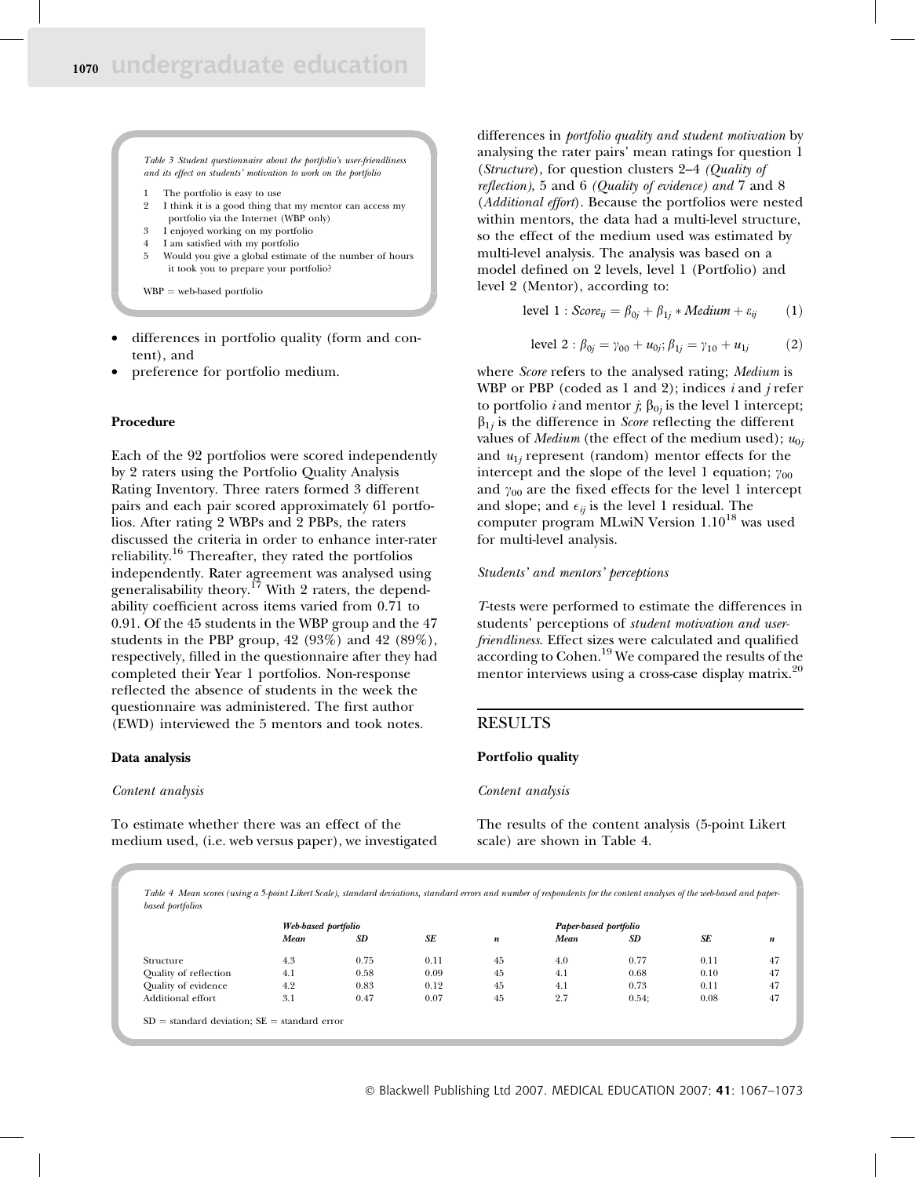*Table 3 Student questionnaire about the portfolio's user-friendliness and its effect on students' motivation to work on the portfolio*

1. The portfolio is easy to use
2. I think it is a good thing that my mentor can access my portfolio via the Internet (WBP only)
3. I enjoyed working on my portfolio
4. I am satisfied with my portfolio
5. Would you give a global estimate of the number of hours it took you to prepare your portfolio?

WBP = web-based portfolio

- differences in portfolio quality (form and content), and
- preference for portfolio medium.

### Procedure

Each of the 92 portfolios were scored independently by 2 raters using the Portfolio Quality Analysis Rating Inventory. Three raters formed 3 different pairs and each pair scored approximately 61 portfolios. After rating 2 WBPs and 2 PBPs, the raters discussed the criteria in order to enhance inter-rater reliability.[16] Thereafter, they rated the portfolios independently. Rater agreement was analysed using generalisability theory.[17] With 2 raters, the dependability coefficient across items varied from 0.71 to 0.91. Of the 45 students in the WBP group and the 47 students in the PBP group, 42 (93%) and 42 (89%), respectively, filled in the questionnaire after they had completed their Year 1 portfolios. Non-response reflected the absence of students in the week the questionnaire was administered. The first author (EWD) interviewed the 5 mentors and took notes.

### Data analysis

*Content analysis*

To estimate whether there was an effect of the medium used, (i.e. web versus paper), we investigated differences in *portfolio quality and student motivation* by analysing the rater pairs' mean ratings for question 1 (*Structure*), for question clusters 2–4 *(Quality of reflection)*, 5 and 6 *(Quality of evidence) and* 7 and 8 (*Additional effort*). Because the portfolios were nested within mentors, the data had a multi-level structure, so the effect of the medium used was estimated by multi-level analysis. The analysis was based on a model defined on 2 levels, level 1 (Portfolio) and level 2 (Mentor), according to:

$$\text{level 1}: Score_{ij} = \beta_{0j} + \beta_{1j} * Medium + \varepsilon_{ij} \qquad (1)$$

$$\text{level 2}: \beta_{0j} = \gamma_{00} + u_{0j}; \beta_{1j} = \gamma_{10} + u_{1j} \qquad (2)$$

where *Score* refers to the analysed rating; *Medium* is WBP or PBP (coded as 1 and 2); indices $i$ and $j$ refer to portfolio $i$ and mentor $j$; $\beta_{0j}$ is the level 1 intercept; $\beta_{1j}$ is the difference in *Score* reflecting the different values of *Medium* (the effect of the medium used); $u_{0j}$ and $u_{1j}$ represent (random) mentor effects for the intercept and the slope of the level 1 equation; $\gamma_{00}$ and $\gamma_{00}$ are the fixed effects for the level 1 intercept and slope; and $\epsilon_{ij}$ is the level 1 residual. The computer program MLwiN Version 1.10[18] was used for multi-level analysis.

*Students' and mentors' perceptions*

*T*-tests were performed to estimate the differences in students' perceptions of *student motivation and user-friendliness*. Effect sizes were calculated and qualified according to Cohen.[19] We compared the results of the mentor interviews using a cross-case display matrix.[20]

## RESULTS

### Portfolio quality

*Content analysis*

The results of the content analysis (5-point Likert scale) are shown in Table 4.

*Table 4 Mean scores (using a 5-point Likert Scale), standard deviations, standard errors and number of respondents for the content analyses of the web-based and paper-based portfolios*

| | Web-based portfolio | | | | Paper-based portfolio | | | |
|---|---|---|---|---|---|---|---|---|
| | Mean | SD | SE | n | Mean | SD | SE | n |
| Structure | 4.3 | 0.75 | 0.11 | 45 | 4.0 | 0.77 | 0.11 | 47 |
| Quality of reflection | 4.1 | 0.58 | 0.09 | 45 | 4.1 | 0.68 | 0.10 | 47 |
| Quality of evidence | 4.2 | 0.83 | 0.12 | 45 | 4.1 | 0.73 | 0.11 | 47 |
| Additional effort | 3.1 | 0.47 | 0.07 | 45 | 2.7 | 0.54; | 0.08 | 47 |

SD = standard deviation; SE = standard error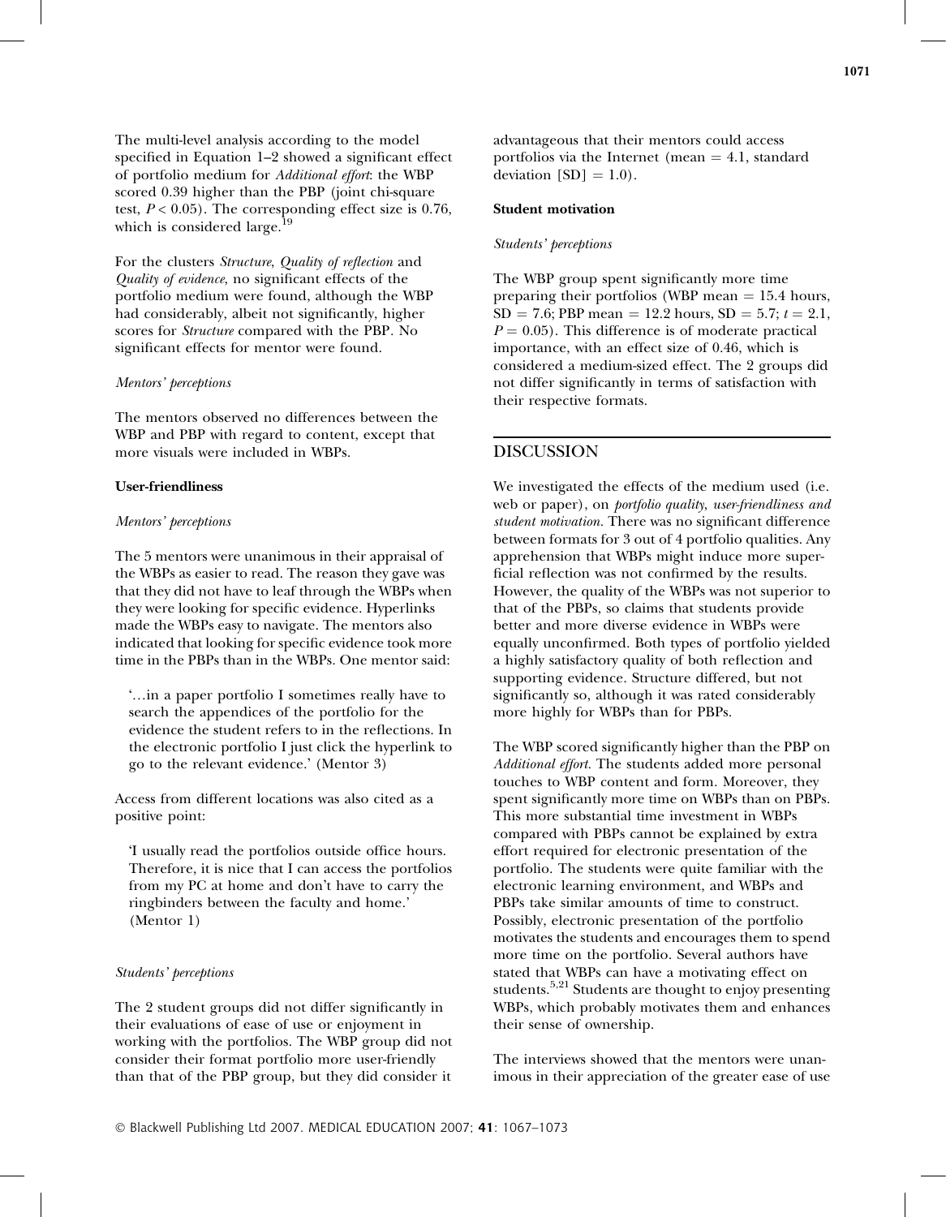The multi-level analysis according to the model specified in Equation 1–2 showed a significant effect of portfolio medium for *Additional effort*: the WBP scored 0.39 higher than the PBP (joint chi-square test, $P < 0.05$). The corresponding effect size is 0.76, which is considered large.[19]

For the clusters *Structure*, *Quality of reflection* and *Quality of evidence*, no significant effects of the portfolio medium were found, although the WBP had considerably, albeit not significantly, higher scores for *Structure* compared with the PBP. No significant effects for mentor were found.

#### *Mentors' perceptions*

The mentors observed no differences between the WBP and PBP with regard to content, except that more visuals were included in WBPs.

### User-friendliness

#### *Mentors' perceptions*

The 5 mentors were unanimous in their appraisal of the WBPs as easier to read. The reason they gave was that they did not have to leaf through the WBPs when they were looking for specific evidence. Hyperlinks made the WBPs easy to navigate. The mentors also indicated that looking for specific evidence took more time in the PBPs than in the WBPs. One mentor said:

> '…in a paper portfolio I sometimes really have to search the appendices of the portfolio for the evidence the student refers to in the reflections. In the electronic portfolio I just click the hyperlink to go to the relevant evidence.' (Mentor 3)

Access from different locations was also cited as a positive point:

> 'I usually read the portfolios outside office hours. Therefore, it is nice that I can access the portfolios from my PC at home and don't have to carry the ringbinders between the faculty and home.' (Mentor 1)

#### *Students' perceptions*

The 2 student groups did not differ significantly in their evaluations of ease of use or enjoyment in working with the portfolios. The WBP group did not consider their format portfolio more user-friendly than that of the PBP group, but they did consider it advantageous that their mentors could access portfolios via the Internet (mean = 4.1, standard deviation [SD] = 1.0).

### Student motivation

#### *Students' perceptions*

The WBP group spent significantly more time preparing their portfolios (WBP mean = 15.4 hours, SD = 7.6; PBP mean = 12.2 hours, SD = 5.7; $t = 2.1$, $P = 0.05$). This difference is of moderate practical importance, with an effect size of 0.46, which is considered a medium-sized effect. The 2 groups did not differ significantly in terms of satisfaction with their respective formats.

## DISCUSSION

We investigated the effects of the medium used (i.e. web or paper), on *portfolio quality, user-friendliness and student motivation*. There was no significant difference between formats for 3 out of 4 portfolio qualities. Any apprehension that WBPs might induce more superficial reflection was not confirmed by the results. However, the quality of the WBPs was not superior to that of the PBPs, so claims that students provide better and more diverse evidence in WBPs were equally unconfirmed. Both types of portfolio yielded a highly satisfactory quality of both reflection and supporting evidence. Structure differed, but not significantly so, although it was rated considerably more highly for WBPs than for PBPs.

The WBP scored significantly higher than the PBP on *Additional effort*. The students added more personal touches to WBP content and form. Moreover, they spent significantly more time on WBPs than on PBPs. This more substantial time investment in WBPs compared with PBPs cannot be explained by extra effort required for electronic presentation of the portfolio. The students were quite familiar with the electronic learning environment, and WBPs and PBPs take similar amounts of time to construct. Possibly, electronic presentation of the portfolio motivates the students and encourages them to spend more time on the portfolio. Several authors have stated that WBPs can have a motivating effect on students.[5,21] Students are thought to enjoy presenting WBPs, which probably motivates them and enhances their sense of ownership.

The interviews showed that the mentors were unanimous in their appreciation of the greater ease of use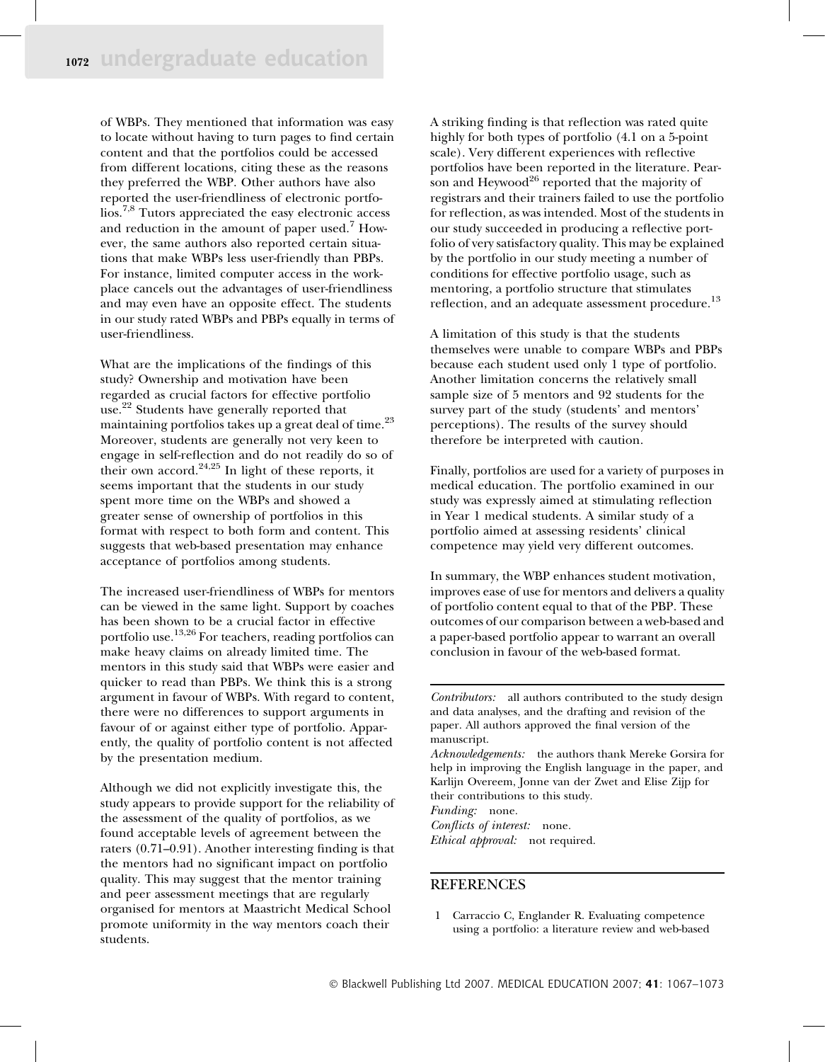of WBPs. They mentioned that information was easy to locate without having to turn pages to find certain content and that the portfolios could be accessed from different locations, citing these as the reasons they preferred the WBP. Other authors have also reported the user-friendliness of electronic portfolios.[7,8] Tutors appreciated the easy electronic access and reduction in the amount of paper used.[7] However, the same authors also reported certain situations that make WBPs less user-friendly than PBPs. For instance, limited computer access in the workplace cancels out the advantages of user-friendliness and may even have an opposite effect. The students in our study rated WBPs and PBPs equally in terms of user-friendliness.

What are the implications of the findings of this study? Ownership and motivation have been regarded as crucial factors for effective portfolio use.[22] Students have generally reported that maintaining portfolios takes up a great deal of time.[23] Moreover, students are generally not very keen to engage in self-reflection and do not readily do so of their own accord.[24,25] In light of these reports, it seems important that the students in our study spent more time on the WBPs and showed a greater sense of ownership of portfolios in this format with respect to both form and content. This suggests that web-based presentation may enhance acceptance of portfolios among students.

The increased user-friendliness of WBPs for mentors can be viewed in the same light. Support by coaches has been shown to be a crucial factor in effective portfolio use.[13,26] For teachers, reading portfolios can make heavy claims on already limited time. The mentors in this study said that WBPs were easier and quicker to read than PBPs. We think this is a strong argument in favour of WBPs. With regard to content, there were no differences to support arguments in favour of or against either type of portfolio. Apparently, the quality of portfolio content is not affected by the presentation medium.

Although we did not explicitly investigate this, the study appears to provide support for the reliability of the assessment of the quality of portfolios, as we found acceptable levels of agreement between the raters (0.71–0.91). Another interesting finding is that the mentors had no significant impact on portfolio quality. This may suggest that the mentor training and peer assessment meetings that are regularly organised for mentors at Maastricht Medical School promote uniformity in the way mentors coach their students.

A striking finding is that reflection was rated quite highly for both types of portfolio (4.1 on a 5-point scale). Very different experiences with reflective portfolios have been reported in the literature. Pearson and Heywood[26] reported that the majority of registrars and their trainers failed to use the portfolio for reflection, as was intended. Most of the students in our study succeeded in producing a reflective portfolio of very satisfactory quality. This may be explained by the portfolio in our study meeting a number of conditions for effective portfolio usage, such as mentoring, a portfolio structure that stimulates reflection, and an adequate assessment procedure.[13]

A limitation of this study is that the students themselves were unable to compare WBPs and PBPs because each student used only 1 type of portfolio. Another limitation concerns the relatively small sample size of 5 mentors and 92 students for the survey part of the study (students' and mentors' perceptions). The results of the survey should therefore be interpreted with caution.

Finally, portfolios are used for a variety of purposes in medical education. The portfolio examined in our study was expressly aimed at stimulating reflection in Year 1 medical students. A similar study of a portfolio aimed at assessing residents' clinical competence may yield very different outcomes.

In summary, the WBP enhances student motivation, improves ease of use for mentors and delivers a quality of portfolio content equal to that of the PBP. These outcomes of our comparison between a web-based and a paper-based portfolio appear to warrant an overall conclusion in favour of the web-based format.

*Contributors:* all authors contributed to the study design and data analyses, and the drafting and revision of the paper. All authors approved the final version of the manuscript.
*Acknowledgements:* the authors thank Mereke Gorsira for help in improving the English language in the paper, and Karlijn Overeem, Jonne van der Zwet and Elise Zijp for their contributions to this study.
*Funding:* none.
*Conflicts of interest:* none.
*Ethical approval:* not required.

## REFERENCES

1 Carraccio C, Englander R. Evaluating competence using a portfolio: a literature review and web-based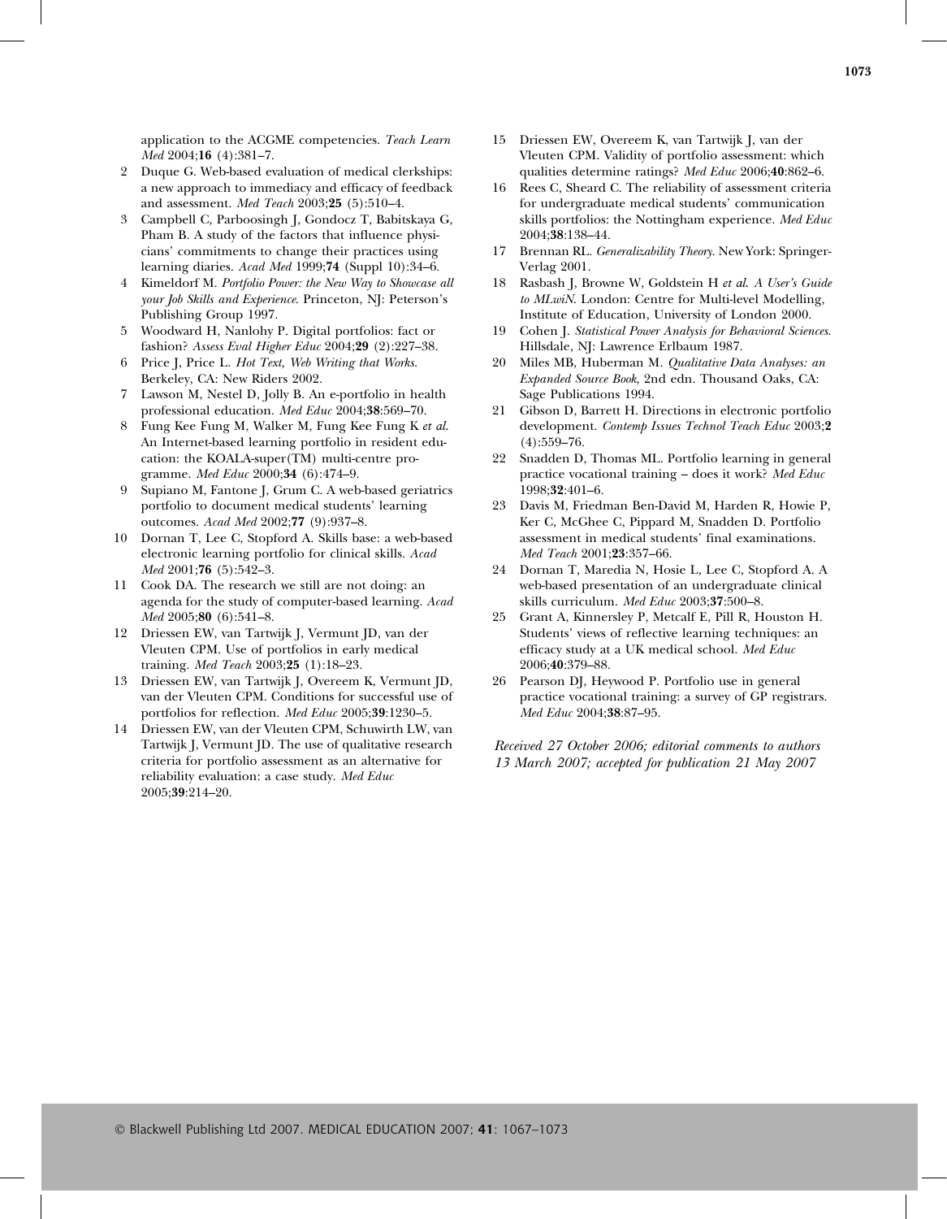application to the ACGME competencies. *Teach Learn Med* 2004;**16** (4):381–7.

2 Duque G. Web-based evaluation of medical clerkships: a new approach to immediacy and efficacy of feedback and assessment. *Med Teach* 2003;**25** (5):510–4.

3 Campbell C, Parboosingh J, Gondocz T, Babitskaya G, Pham B. A study of the factors that influence physicians' commitments to change their practices using learning diaries. *Acad Med* 1999;**74** (Suppl 10):34–6.

4 Kimeldorf M. *Portfolio Power: the New Way to Showcase all your Job Skills and Experience*. Princeton, NJ: Peterson's Publishing Group 1997.

5 Woodward H, Nanlohy P. Digital portfolios: fact or fashion? *Assess Eval Higher Educ* 2004;**29** (2):227–38.

6 Price J, Price L. *Hot Text, Web Writing that Works*. Berkeley, CA: New Riders 2002.

7 Lawson M, Nestel D, Jolly B. An e-portfolio in health professional education. *Med Educ* 2004;**38**:569–70.

8 Fung Kee Fung M, Walker M, Fung Kee Fung K *et al*. An Internet-based learning portfolio in resident education: the KOALA-super(TM) multi-centre programme. *Med Educ* 2000;**34** (6):474–9.

9 Supiano M, Fantone J, Grum C. A web-based geriatrics portfolio to document medical students' learning outcomes. *Acad Med* 2002;**77** (9):937–8.

10 Dornan T, Lee C, Stopford A. Skills base: a web-based electronic learning portfolio for clinical skills. *Acad Med* 2001;**76** (5):542–3.

11 Cook DA. The research we still are not doing: an agenda for the study of computer-based learning. *Acad Med* 2005;**80** (6):541–8.

12 Driessen EW, van Tartwijk J, Vermunt JD, van der Vleuten CPM. Use of portfolios in early medical training. *Med Teach* 2003;**25** (1):18–23.

13 Driessen EW, van Tartwijk J, Overeem K, Vermunt JD, van der Vleuten CPM. Conditions for successful use of portfolios for reflection. *Med Educ* 2005;**39**:1230–5.

14 Driessen EW, van der Vleuten CPM, Schuwirth LW, van Tartwijk J, Vermunt JD. The use of qualitative research criteria for portfolio assessment as an alternative for reliability evaluation: a case study. *Med Educ* 2005;**39**:214–20.

15 Driessen EW, Overeem K, van Tartwijk J, van der Vleuten CPM. Validity of portfolio assessment: which qualities determine ratings? *Med Educ* 2006;**40**:862–6.

16 Rees C, Sheard C. The reliability of assessment criteria for undergraduate medical students' communication skills portfolios: the Nottingham experience. *Med Educ* 2004;**38**:138–44.

17 Brennan RL. *Generalizability Theory*. New York: Springer-Verlag 2001.

18 Rasbash J, Browne W, Goldstein H *et al*. *A User's Guide to MLwiN*. London: Centre for Multi-level Modelling, Institute of Education, University of London 2000.

19 Cohen J. *Statistical Power Analysis for Behavioral Sciences*. Hillsdale, NJ: Lawrence Erlbaum 1987.

20 Miles MB, Huberman M. *Qualitative Data Analyses: an Expanded Source Book*, 2nd edn. Thousand Oaks, CA: Sage Publications 1994.

21 Gibson D, Barrett H. Directions in electronic portfolio development. *Contemp Issues Technol Teach Educ* 2003;**2** (4):559–76.

22 Snadden D, Thomas ML. Portfolio learning in general practice vocational training – does it work? *Med Educ* 1998;**32**:401–6.

23 Davis M, Friedman Ben-David M, Harden R, Howie P, Ker C, McGhee C, Pippard M, Snadden D. Portfolio assessment in medical students' final examinations. *Med Teach* 2001;**23**:357–66.

24 Dornan T, Maredia N, Hosie L, Lee C, Stopford A. A web-based presentation of an undergraduate clinical skills curriculum. *Med Educ* 2003;**37**:500–8.

25 Grant A, Kinnersley P, Metcalf E, Pill R, Houston H. Students' views of reflective learning techniques: an efficacy study at a UK medical school. *Med Educ* 2006;**40**:379–88.

26 Pearson DJ, Heywood P. Portfolio use in general practice vocational training: a survey of GP registrars. *Med Educ* 2004;**38**:87–95.

*Received 27 October 2006; editorial comments to authors 13 March 2007; accepted for publication 21 May 2007*